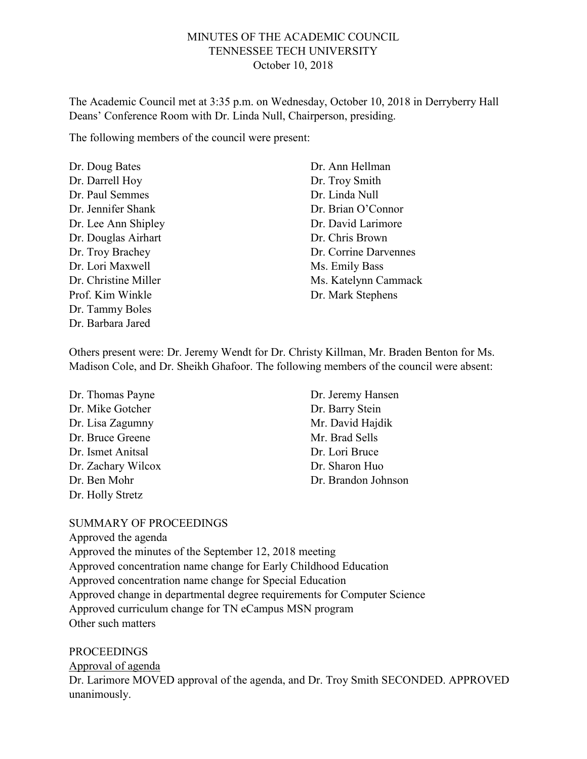# MINUTES OF THE ACADEMIC COUNCIL
## TENNESSEE TECH UNIVERSITY
### October 10, 2018

The Academic Council met at 3:35 p.m. on Wednesday, October 10, 2018 in Derryberry Hall Deans' Conference Room with Dr. Linda Null, Chairperson, presiding.

The following members of the council were present:

Dr. Doug Bates
Dr. Darrell Hoy
Dr. Paul Semmes
Dr. Jennifer Shank
Dr. Lee Ann Shipley
Dr. Douglas Airhart
Dr. Troy Brachey
Dr. Lori Maxwell
Dr. Christine Miller
Prof. Kim Winkle
Dr. Tammy Boles
Dr. Barbara Jared
Dr. Ann Hellman
Dr. Troy Smith
Dr. Linda Null
Dr. Brian O'Connor
Dr. David Larimore
Dr. Chris Brown
Dr. Corrine Darvennes
Ms. Emily Bass
Ms. Katelynn Cammack
Dr. Mark Stephens

Others present were: Dr. Jeremy Wendt for Dr. Christy Killman, Mr. Braden Benton for Ms. Madison Cole, and Dr. Sheikh Ghafoor. The following members of the council were absent:

Dr. Thomas Payne
Dr. Mike Gotcher
Dr. Lisa Zagumny
Dr. Bruce Greene
Dr. Ismet Anitsal
Dr. Zachary Wilcox
Dr. Ben Mohr
Dr. Holly Stretz
Dr. Jeremy Hansen
Dr. Barry Stein
Mr. David Hajdik
Mr. Brad Sells
Dr. Lori Bruce
Dr. Sharon Huo
Dr. Brandon Johnson

SUMMARY OF PROCEEDINGS

Approved the agenda
Approved the minutes of the September 12, 2018 meeting
Approved concentration name change for Early Childhood Education
Approved concentration name change for Special Education
Approved change in departmental degree requirements for Computer Science
Approved curriculum change for TN eCampus MSN program
Other such matters

PROCEEDINGS

Approval of agenda

Dr. Larimore MOVED approval of the agenda, and Dr. Troy Smith SECONDED. APPROVED unanimously.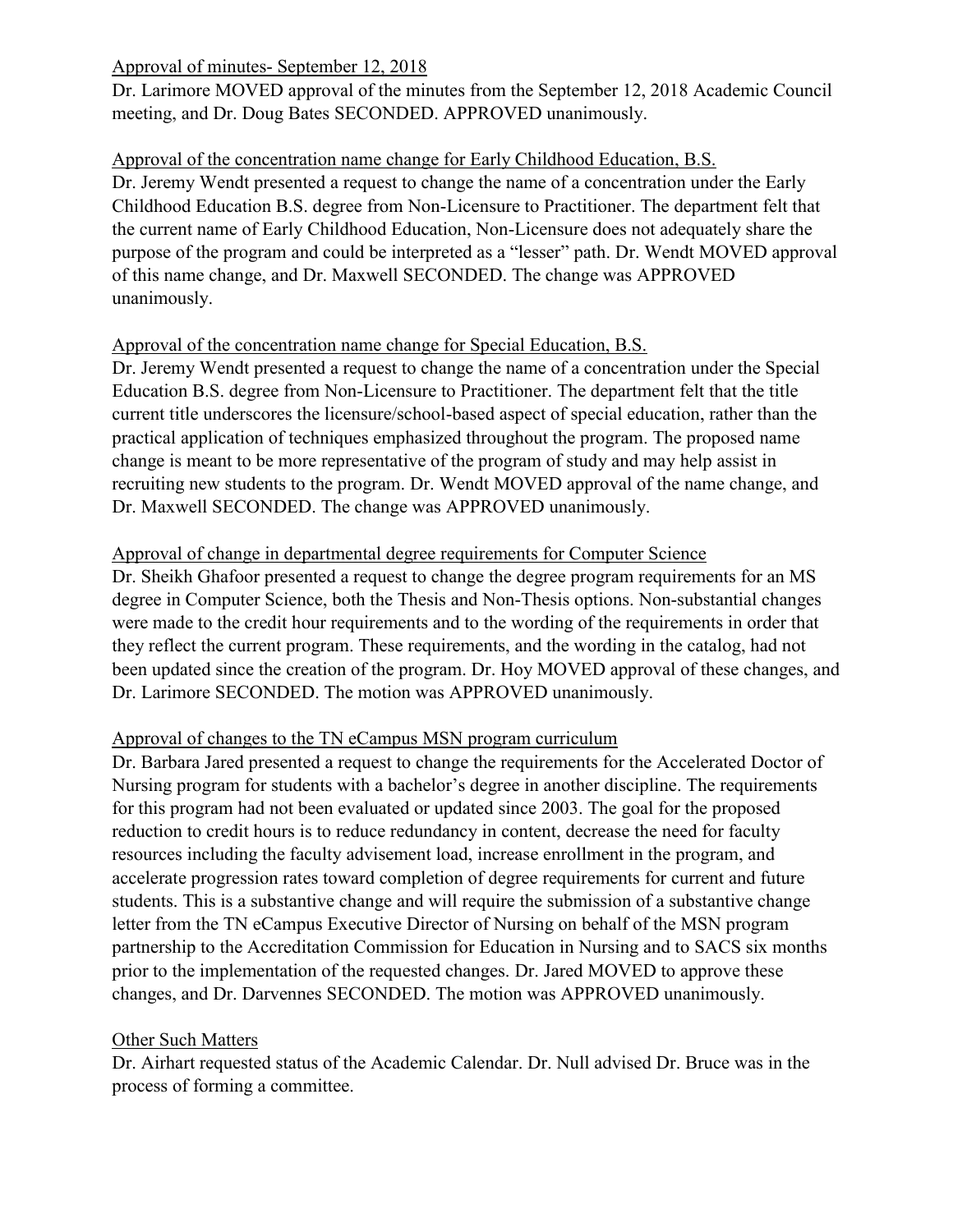Approval of minutes- September 12, 2018

Dr. Larimore MOVED approval of the minutes from the September 12, 2018 Academic Council meeting, and Dr. Doug Bates SECONDED. APPROVED unanimously.

Approval of the concentration name change for Early Childhood Education, B.S.

Dr. Jeremy Wendt presented a request to change the name of a concentration under the Early Childhood Education B.S. degree from Non-Licensure to Practitioner. The department felt that the current name of Early Childhood Education, Non-Licensure does not adequately share the purpose of the program and could be interpreted as a "lesser" path. Dr. Wendt MOVED approval of this name change, and Dr. Maxwell SECONDED. The change was APPROVED unanimously.

Approval of the concentration name change for Special Education, B.S.

Dr. Jeremy Wendt presented a request to change the name of a concentration under the Special Education B.S. degree from Non-Licensure to Practitioner. The department felt that the title current title underscores the licensure/school-based aspect of special education, rather than the practical application of techniques emphasized throughout the program. The proposed name change is meant to be more representative of the program of study and may help assist in recruiting new students to the program. Dr. Wendt MOVED approval of the name change, and Dr. Maxwell SECONDED. The change was APPROVED unanimously.

Approval of change in departmental degree requirements for Computer Science

Dr. Sheikh Ghafoor presented a request to change the degree program requirements for an MS degree in Computer Science, both the Thesis and Non-Thesis options. Non-substantial changes were made to the credit hour requirements and to the wording of the requirements in order that they reflect the current program. These requirements, and the wording in the catalog, had not been updated since the creation of the program. Dr. Hoy MOVED approval of these changes, and Dr. Larimore SECONDED. The motion was APPROVED unanimously.

Approval of changes to the TN eCampus MSN program curriculum

Dr. Barbara Jared presented a request to change the requirements for the Accelerated Doctor of Nursing program for students with a bachelor's degree in another discipline. The requirements for this program had not been evaluated or updated since 2003. The goal for the proposed reduction to credit hours is to reduce redundancy in content, decrease the need for faculty resources including the faculty advisement load, increase enrollment in the program, and accelerate progression rates toward completion of degree requirements for current and future students. This is a substantive change and will require the submission of a substantive change letter from the TN eCampus Executive Director of Nursing on behalf of the MSN program partnership to the Accreditation Commission for Education in Nursing and to SACS six months prior to the implementation of the requested changes. Dr. Jared MOVED to approve these changes, and Dr. Darvennes SECONDED. The motion was APPROVED unanimously.

Other Such Matters

Dr. Airhart requested status of the Academic Calendar. Dr. Null advised Dr. Bruce was in the process of forming a committee.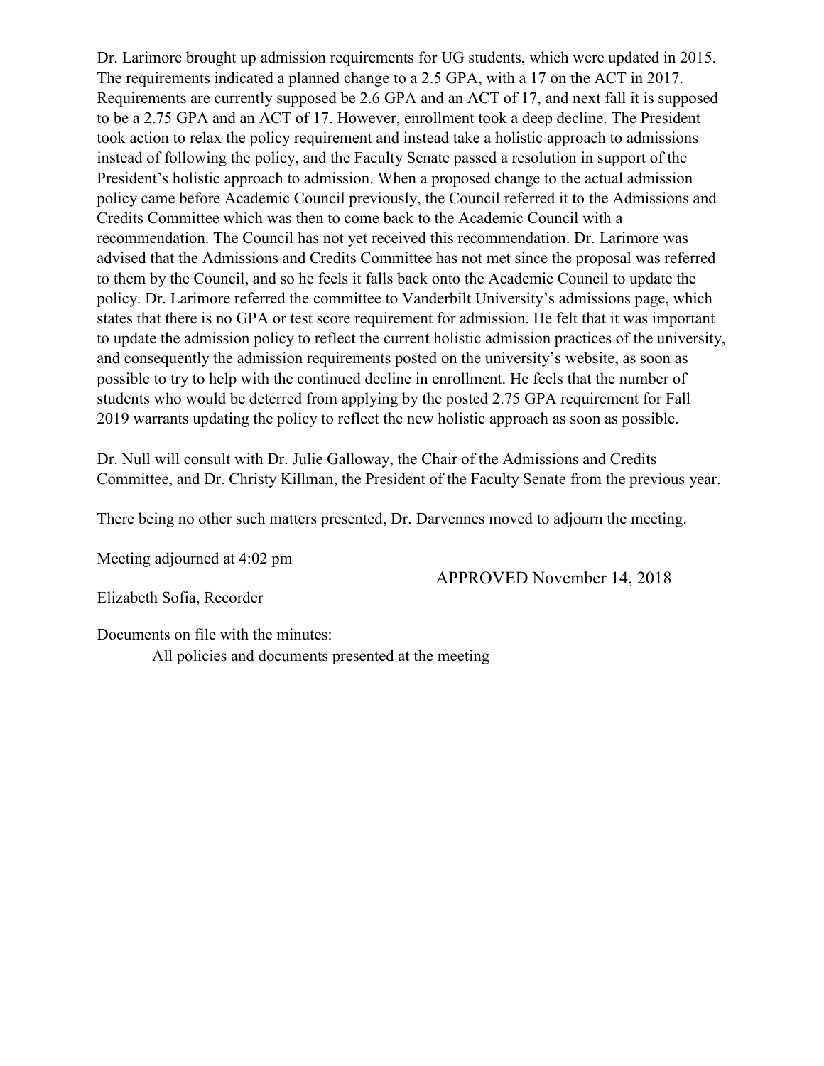Dr. Larimore brought up admission requirements for UG students, which were updated in 2015. The requirements indicated a planned change to a 2.5 GPA, with a 17 on the ACT in 2017. Requirements are currently supposed be 2.6 GPA and an ACT of 17, and next fall it is supposed to be a 2.75 GPA and an ACT of 17. However, enrollment took a deep decline. The President took action to relax the policy requirement and instead take a holistic approach to admissions instead of following the policy, and the Faculty Senate passed a resolution in support of the President's holistic approach to admission. When a proposed change to the actual admission policy came before Academic Council previously, the Council referred it to the Admissions and Credits Committee which was then to come back to the Academic Council with a recommendation. The Council has not yet received this recommendation. Dr. Larimore was advised that the Admissions and Credits Committee has not met since the proposal was referred to them by the Council, and so he feels it falls back onto the Academic Council to update the policy. Dr. Larimore referred the committee to Vanderbilt University's admissions page, which states that there is no GPA or test score requirement for admission. He felt that it was important to update the admission policy to reflect the current holistic admission practices of the university, and consequently the admission requirements posted on the university's website, as soon as possible to try to help with the continued decline in enrollment. He feels that the number of students who would be deterred from applying by the posted 2.75 GPA requirement for Fall 2019 warrants updating the policy to reflect the new holistic approach as soon as possible.

Dr. Null will consult with Dr. Julie Galloway, the Chair of the Admissions and Credits Committee, and Dr. Christy Killman, the President of the Faculty Senate from the previous year.

There being no other such matters presented, Dr. Darvennes moved to adjourn the meeting.

Meeting adjourned at 4:02 pm

APPROVED November 14, 2018

Elizabeth Sofia, Recorder

Documents on file with the minutes:

All policies and documents presented at the meeting